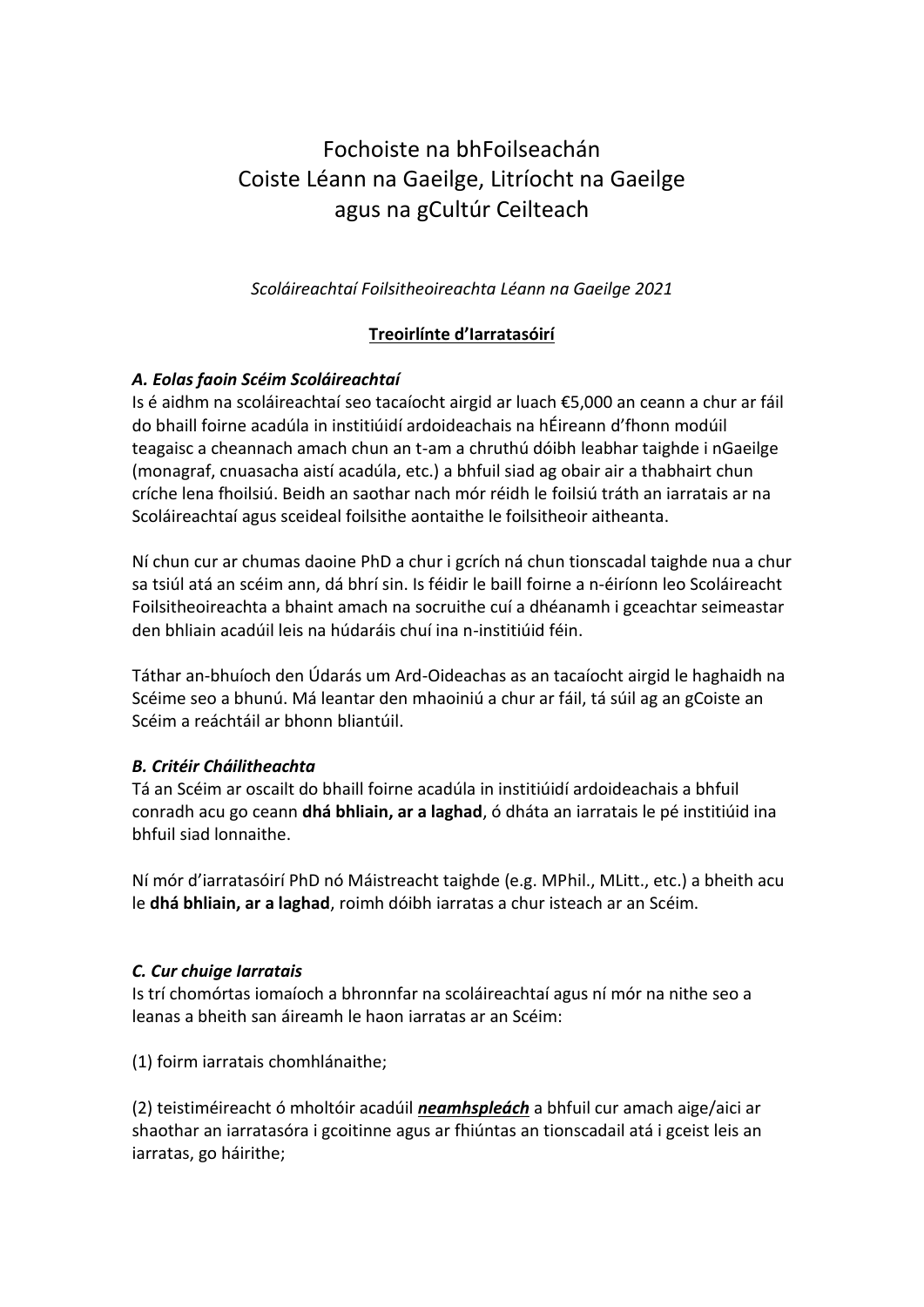# Fochoiste na bhFoilseachán
# Coiste Léann na Gaeilge, Litríocht na Gaeilge agus na gCultúr Ceilteach

*Scoláireachtaí Foilsitheoireachta Léann na Gaeilge 2021*

## Treoirlínte d'Iarratasóirí

### *A. Eolas faoin Scéim Scoláireachtaí*

Is é aidhm na scoláireachtaí seo tacaíocht airgid ar luach €5,000 an ceann a chur ar fáil do bhaill foirne acadúla in institiúidí ardoideachais na hÉireann d'fhonn modúil teagaisc a cheannach amach chun an t-am a chruthú dóibh leabhar taighde i nGaeilge (monagraf, cnuasacha aistí acadúla, etc.) a bhfuil siad ag obair air a thabhairt chun críche lena fhoilsiú. Beidh an saothar nach mór réidh le foilsiú tráth an iarratais ar na Scoláireachtaí agus sceideal foilsithe aontaithe le foilsitheoir aitheanta.

Ní chun cur ar chumas daoine PhD a chur i gcrích ná chun tionscadal taighde nua a chur sa tsiúl atá an scéim ann, dá bhrí sin. Is féidir le baill foirne a n-éiríonn leo Scoláireacht Foilsitheoireachta a bhaint amach na socruithe cuí a dhéanamh i gceachtar seimeastar den bhliain acadúil leis na húdaráis chuí ina n-institiúid féin.

Táthar an-bhuíoch den Údarás um Ard-Oideachas as an tacaíocht airgid le haghaidh na Scéime seo a bhunú. Má leantar den mhaoiniú a chur ar fáil, tá súil ag an gCoiste an Scéim a reáchtáil ar bhonn bliantúil.

### *B. Critéir Cháilitheachta*

Tá an Scéim ar oscailt do bhaill foirne acadúla in institiúidí ardoideachais a bhfuil conradh acu go ceann **dhá bhliain, ar a laghad**, ó dháta an iarratais le pé institiúid ina bhfuil siad lonnaithe.

Ní mór d'iarratasóirí PhD nó Máistreacht taighde (e.g. MPhil., MLitt., etc.) a bheith acu le **dhá bhliain, ar a laghad**, roimh dóibh iarratas a chur isteach ar an Scéim.

### *C. Cur chuige Iarratais*

Is trí chomórtas iomaíoch a bhronnfar na scoláireachtaí agus ní mór na nithe seo a leanas a bheith san áireamh le haon iarratas ar an Scéim:

(1) foirm iarratais chomhlánaithe;

(2) teistiméireacht ó mholtóir acadúil ***<u>neamhspleách</u>*** a bhfuil cur amach aige/aici ar shaothar an iarratasóra i gcoitinne agus ar fhiúntas an tionscadail atá i gceist leis an iarratas, go háirithe;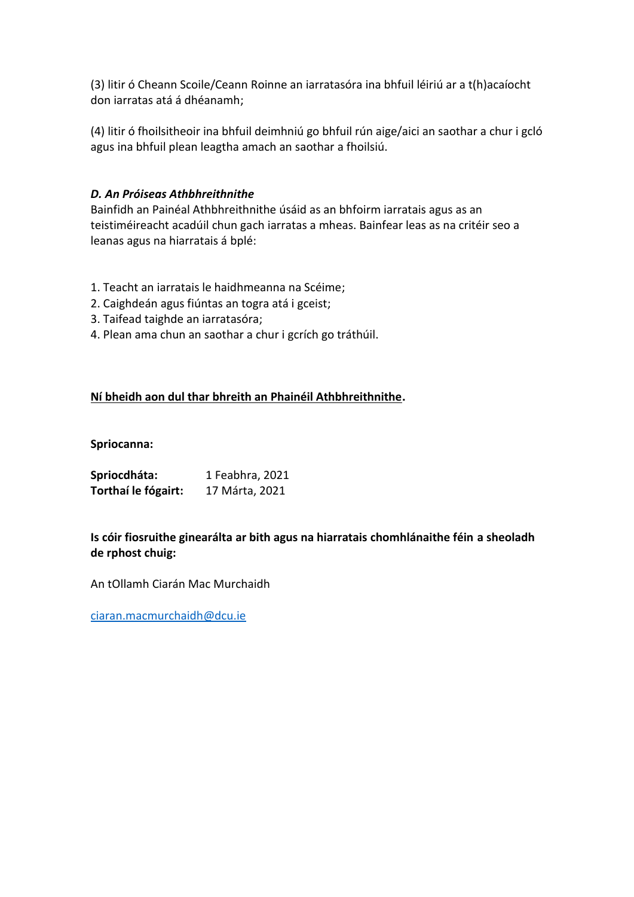(3) litir ó Cheann Scoile/Ceann Roinne an iarratasóra ina bhfuil léiriú ar a t(h)acaíocht don iarratas atá á dhéanamh;

(4) litir ó fhoilsitheoir ina bhfuil deimhniú go bhfuil rún aige/aici an saothar a chur i gcló agus ina bhfuil plean leagtha amach an saothar a fhoilsiú.

***D. An Próiseas Athbhreithnithe***

Bainfidh an Painéal Athbhreithnithe úsáid as an bhfoirm iarratais agus as an teistiméireacht acadúil chun gach iarratas a mheas. Bainfear leas as na critéir seo a leanas agus na hiarratais á bplé:

1. Teacht an iarratais le haidhmeanna na Scéime;
2. Caighdeán agus fiúntas an togra atá i gceist;
3. Taifead taighde an iarratasóra;
4. Plean ama chun an saothar a chur i gcrích go tráthúil.

**<u>Ní bheidh aon dul thar bhreith an Phainéil Athbhreithnithe</u>.**

**Spriocanna:**

| | |
|---|---|
| **Spriocdháta:** | 1 Feabhra, 2021 |
| **Torthaí le fógairt:** | 17 Márta, 2021 |

**Is cóir fiosruithe ginearálta ar bith agus na hiarratais chomhlánaithe féin a sheoladh de rphost chuig:**

An tOllamh Ciarán Mac Murchaidh

[ciaran.macmurchaidh@dcu.ie](mailto:ciaran.macmurchaidh@dcu.ie)